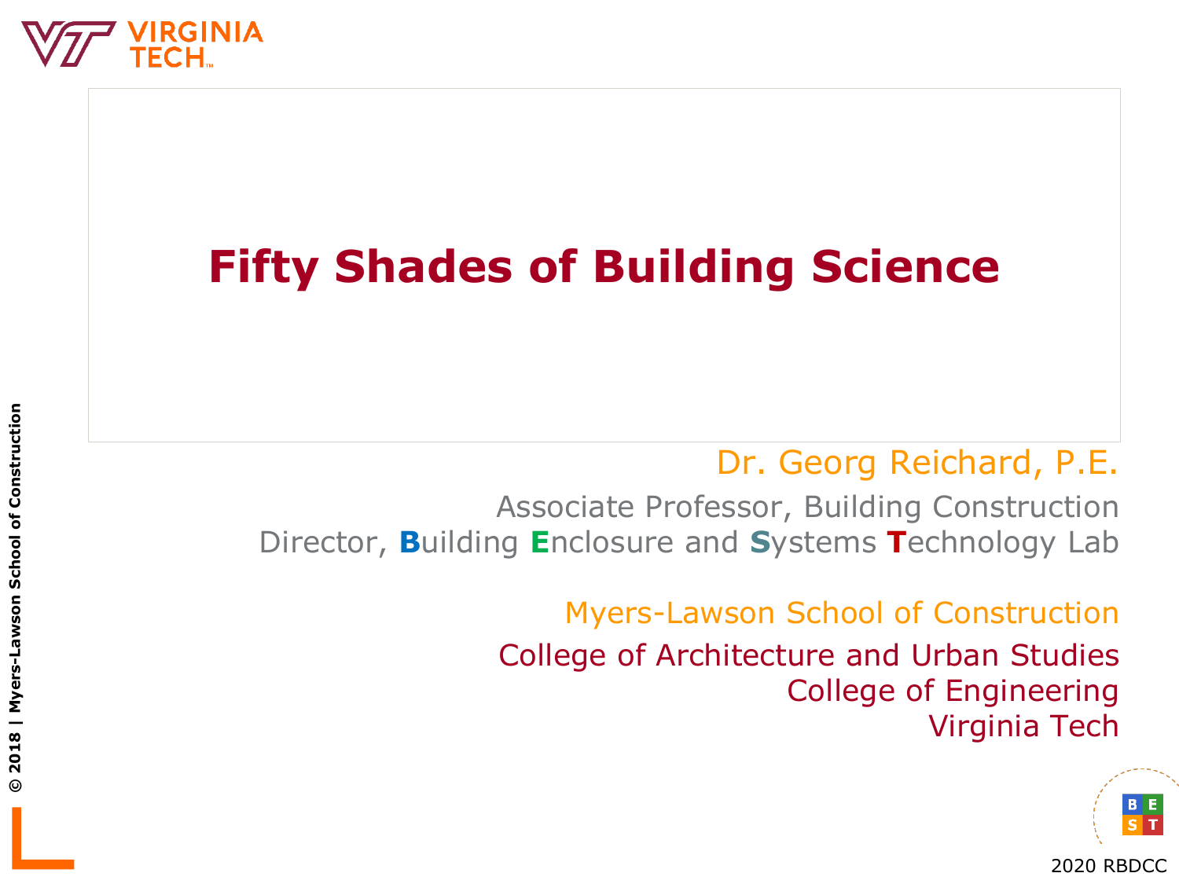# Fifty Shades of Building Science

Dr. Georg Reichard, P.E.

Associate Professor, Building Construction

Director, **B**uilding **E**nclosure and **S**ystems **T**echnology Lab

Myers-Lawson School of Construction

College of Architecture and Urban Studies

College of Engineering

Virginia Tech

2020 RBDCC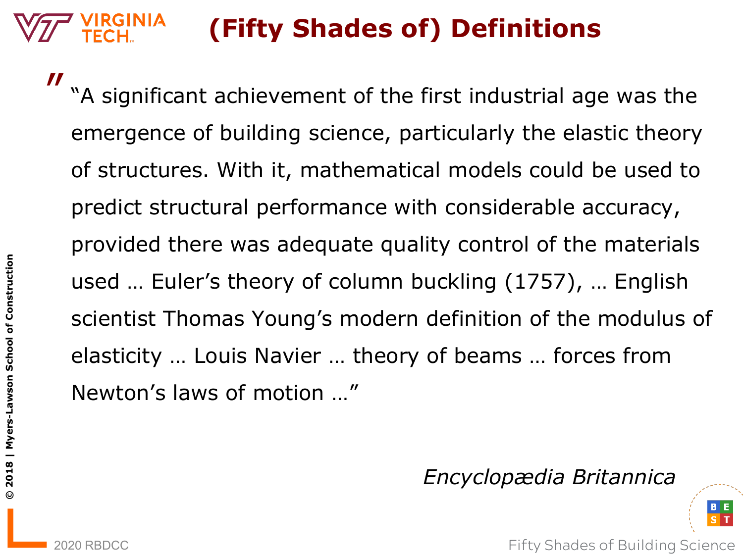# (Fifty Shades of) Definitions

> "A significant achievement of the first industrial age was the emergence of building science, particularly the elastic theory of structures. With it, mathematical models could be used to predict structural performance with considerable accuracy, provided there was adequate quality control of the materials used … Euler's theory of column buckling (1757), … English scientist Thomas Young's modern definition of the modulus of elasticity … Louis Navier … theory of beams … forces from Newton's laws of motion …"

*Encyclopædia Britannica*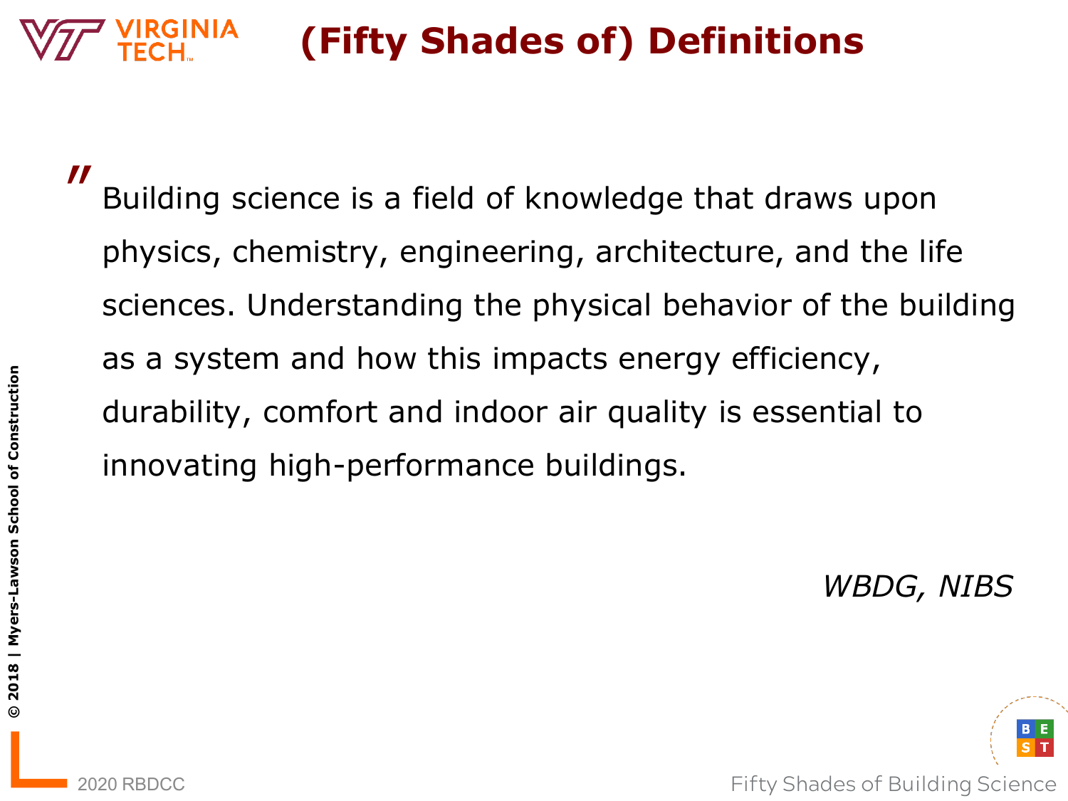# (Fifty Shades of) Definitions

> " Building science is a field of knowledge that draws upon physics, chemistry, engineering, architecture, and the life sciences. Understanding the physical behavior of the building as a system and how this impacts energy efficiency, durability, comfort and indoor air quality is essential to innovating high-performance buildings.

*WBDG, NIBS*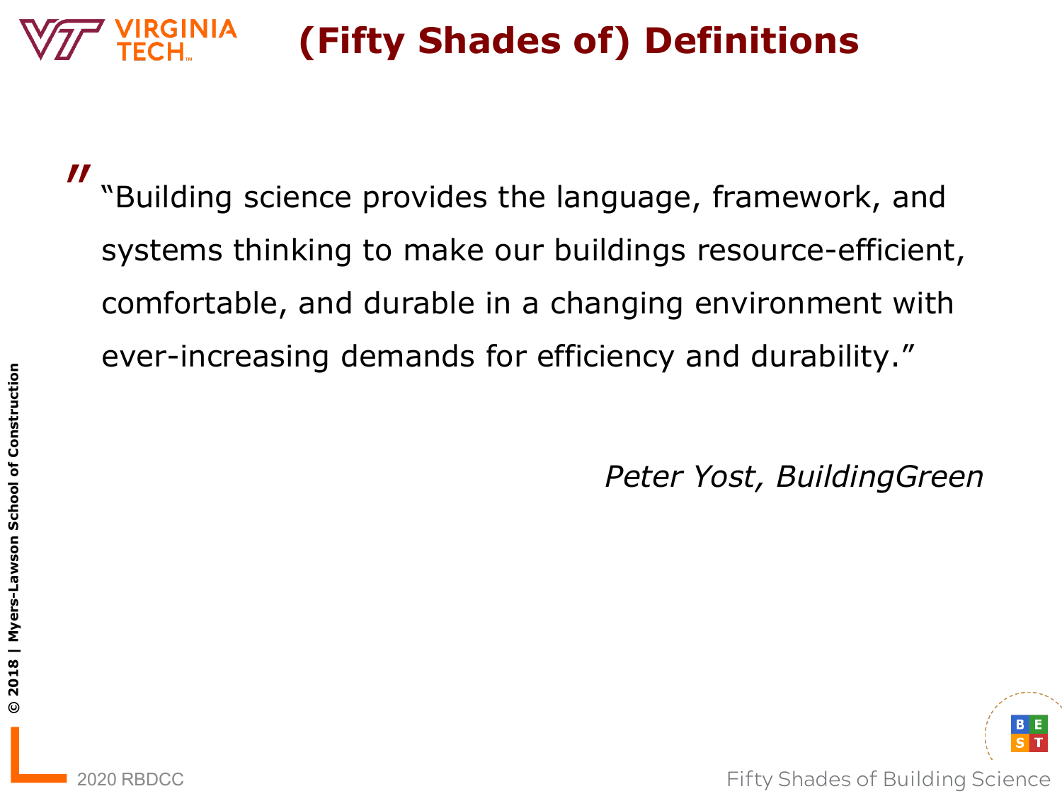# (Fifty Shades of) Definitions

> "Building science provides the language, framework, and systems thinking to make our buildings resource-efficient, comfortable, and durable in a changing environment with ever-increasing demands for efficiency and durability."
>
> *Peter Yost, BuildingGreen*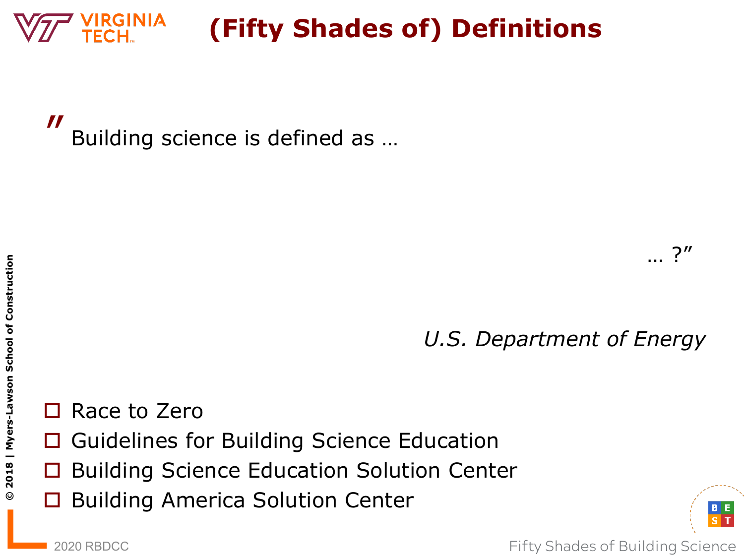# (Fifty Shades of) Definitions

" Building science is defined as …

… ?"

*U.S. Department of Energy*

- ☐ Race to Zero
- ☐ Guidelines for Building Science Education
- ☐ Building Science Education Solution Center
- ☐ Building America Solution Center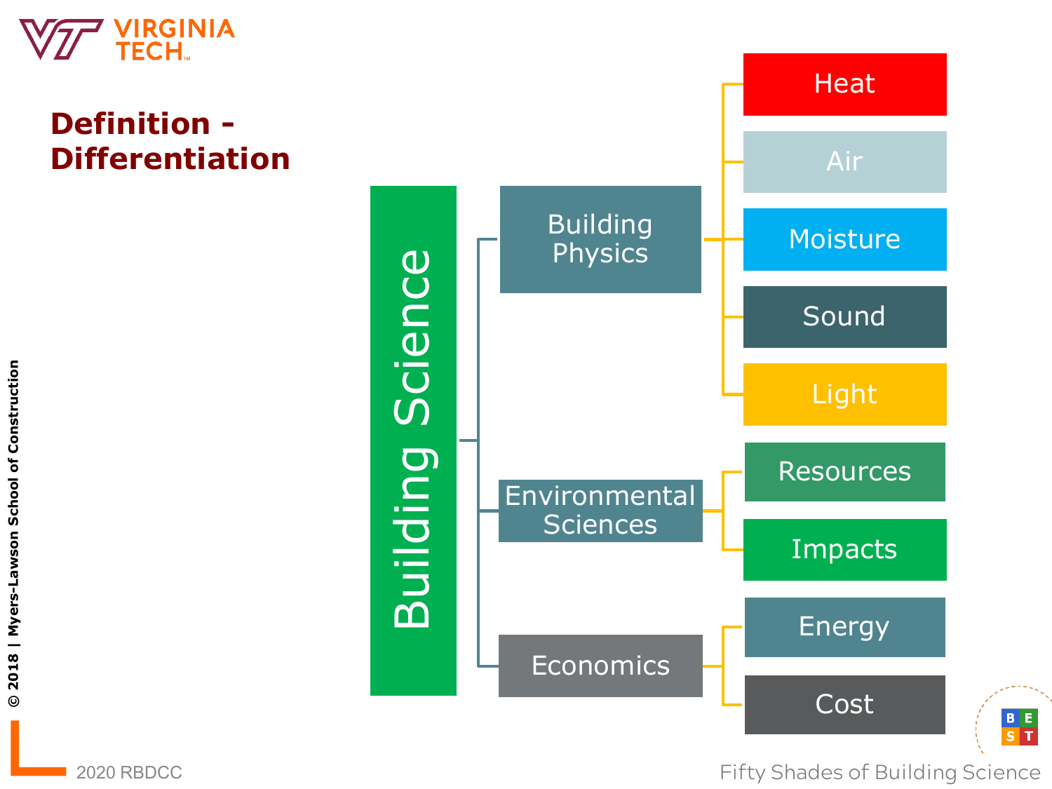# Definition - Differentiation

- **Building Science**
  - **Building Physics**
    - Heat
    - Air
    - Moisture
    - Sound
    - Light
  - **Environmental Sciences**
    - Resources
    - Impacts
  - **Economics**
    - Energy
    - Cost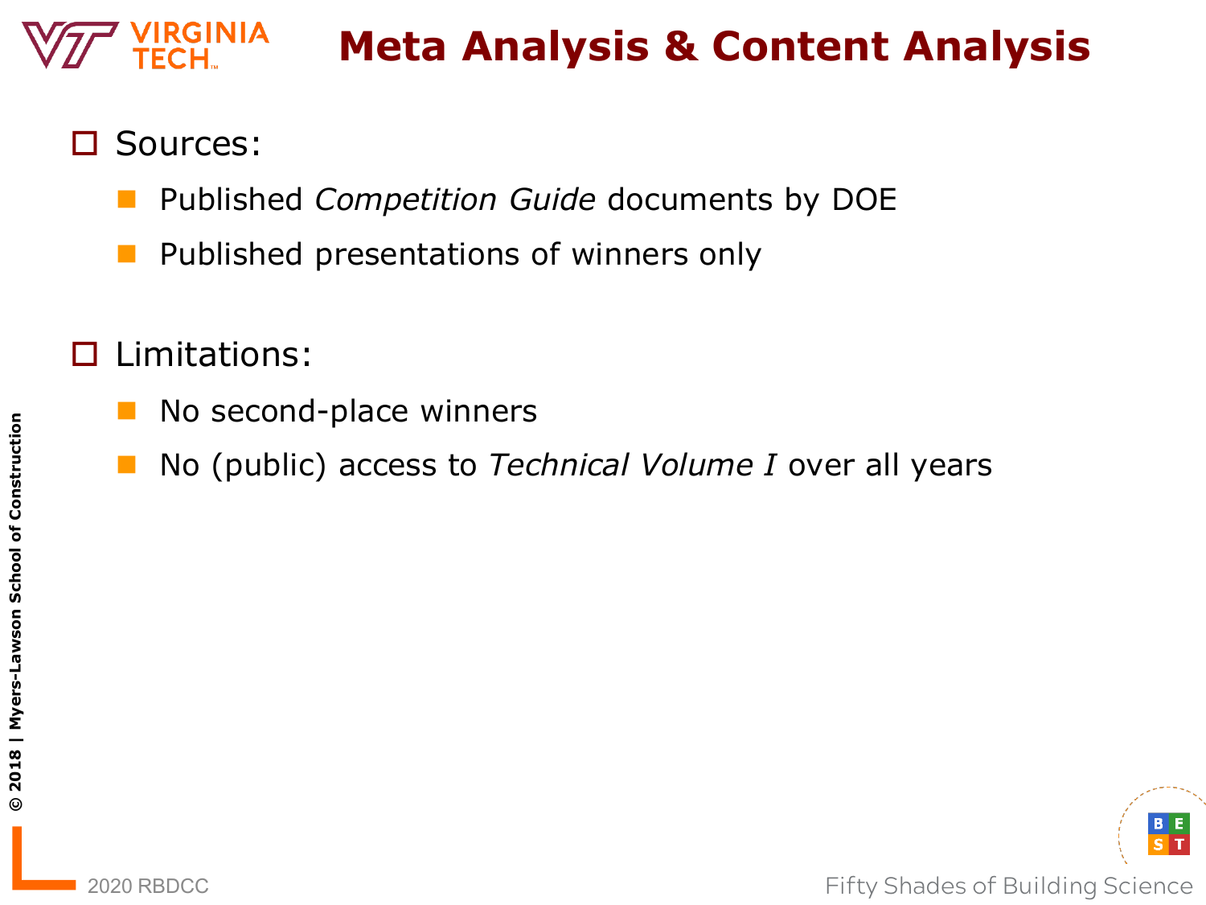# Meta Analysis & Content Analysis

- Sources:
  - Published *Competition Guide* documents by DOE
  - Published presentations of winners only
- Limitations:
  - No second-place winners
  - No (public) access to *Technical Volume I* over all years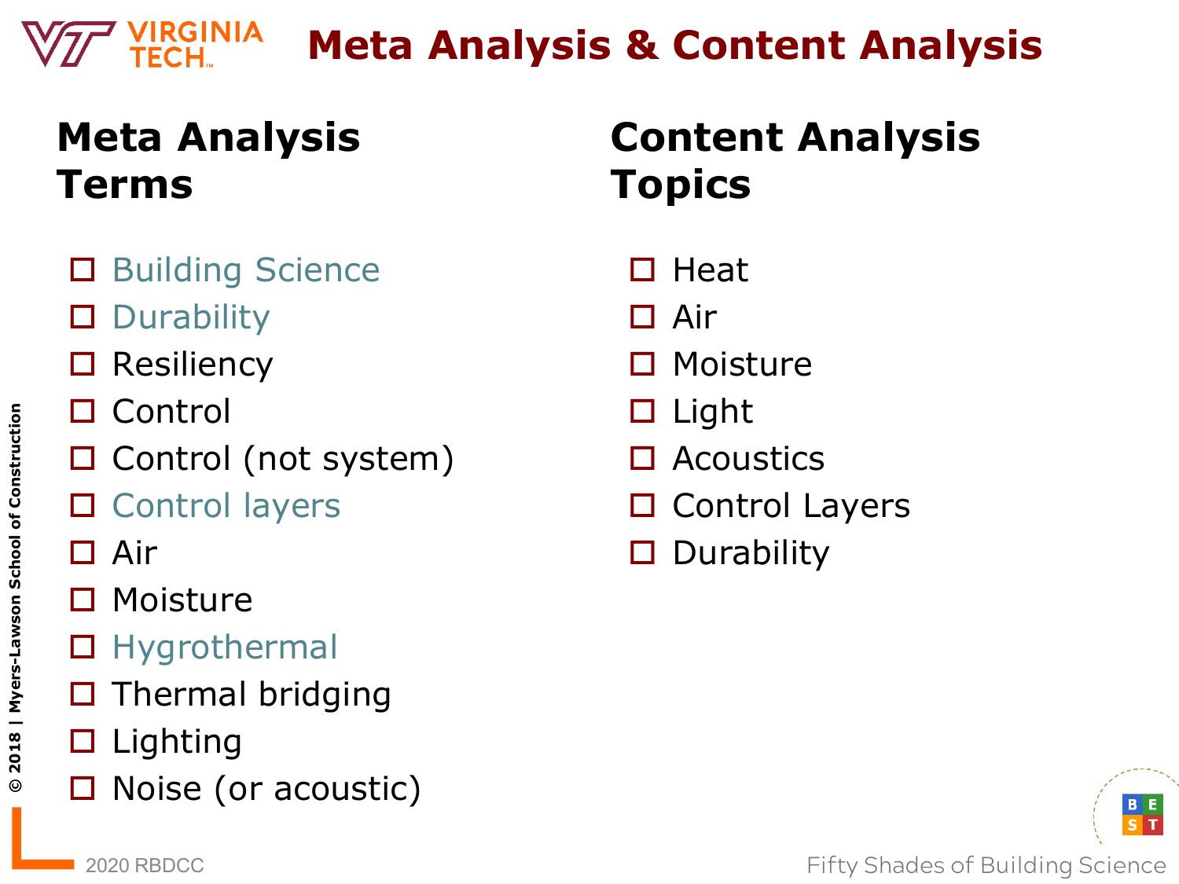# Meta Analysis & Content Analysis

## Meta Analysis Terms

- ☐ Building Science
- ☐ Durability
- ☐ Resiliency
- ☐ Control
- ☐ Control (not system)
- ☐ Control layers
- ☐ Air
- ☐ Moisture
- ☐ Hygrothermal
- ☐ Thermal bridging
- ☐ Lighting
- ☐ Noise (or acoustic)

## Content Analysis Topics

- ☐ Heat
- ☐ Air
- ☐ Moisture
- ☐ Light
- ☐ Acoustics
- ☐ Control Layers
- ☐ Durability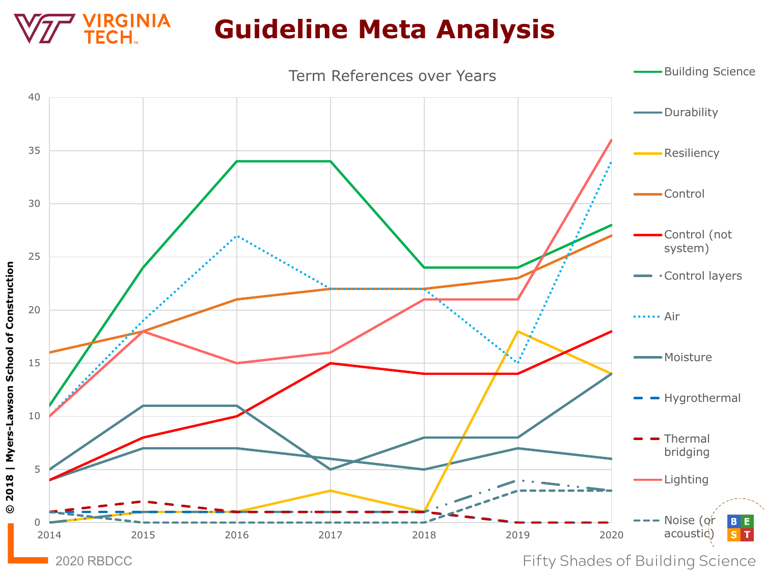# Guideline Meta Analysis

Term References over Years

Building Science

Durability

Resiliency

Control

Control (not system)

Control layers

Air

Moisture

Hygrothermal

Thermal bridging

Lighting

Noise (or acoustic)

© 2018 | Myers-Lawson School of Construction

2020 RBDCC

Fifty Shades of Building Science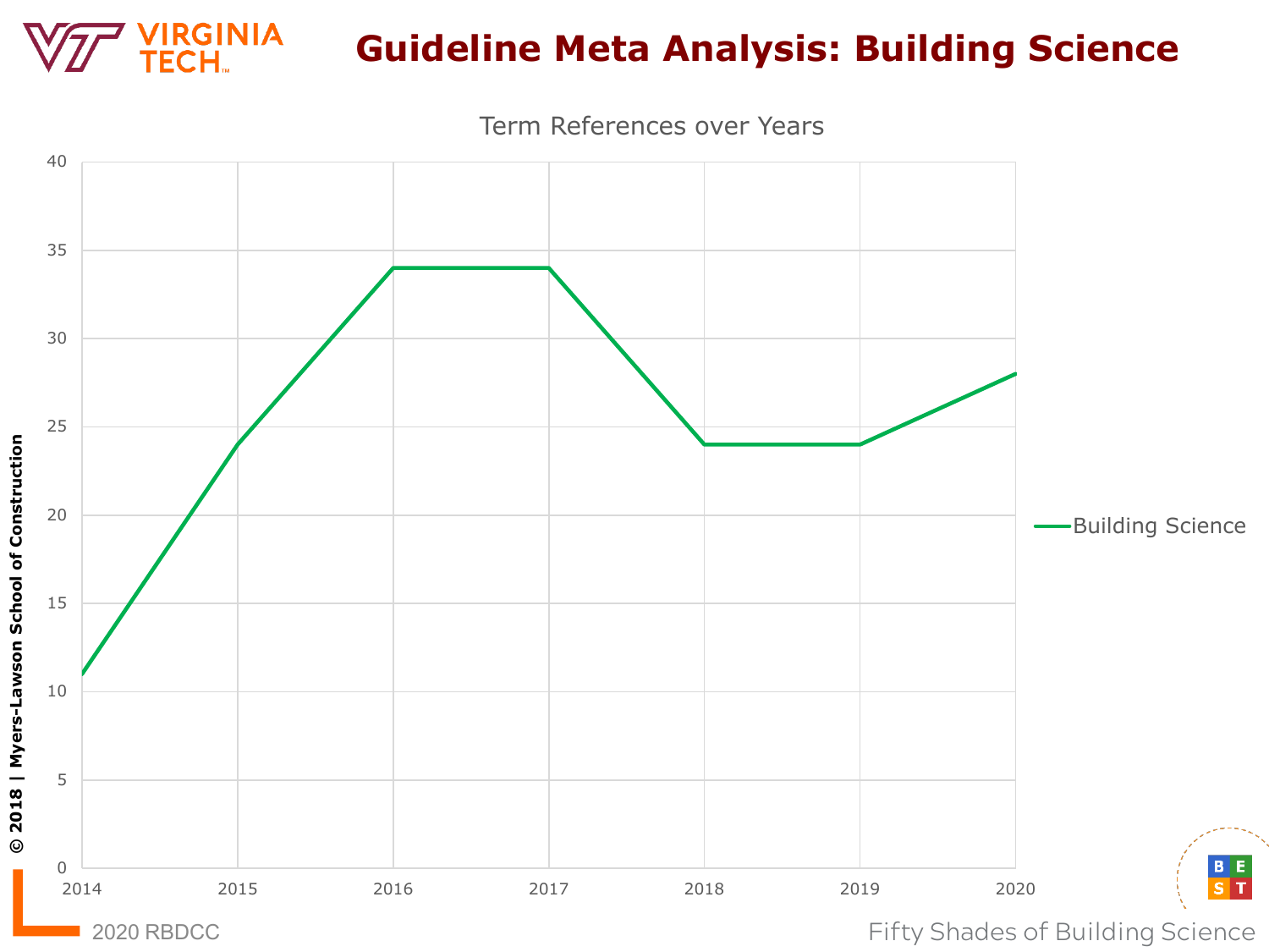# Guideline Meta Analysis: Building Science

Term References over Years

| Year | Building Science |
|---|---|
| 2014 | 11 |
| 2015 | 24 |
| 2016 | 34 |
| 2017 | 34 |
| 2018 | 24 |
| 2019 | 24 |
| 2020 | 28 |

© 2018 | Myers-Lawson School of Construction

2020 RBDCC

Fifty Shades of Building Science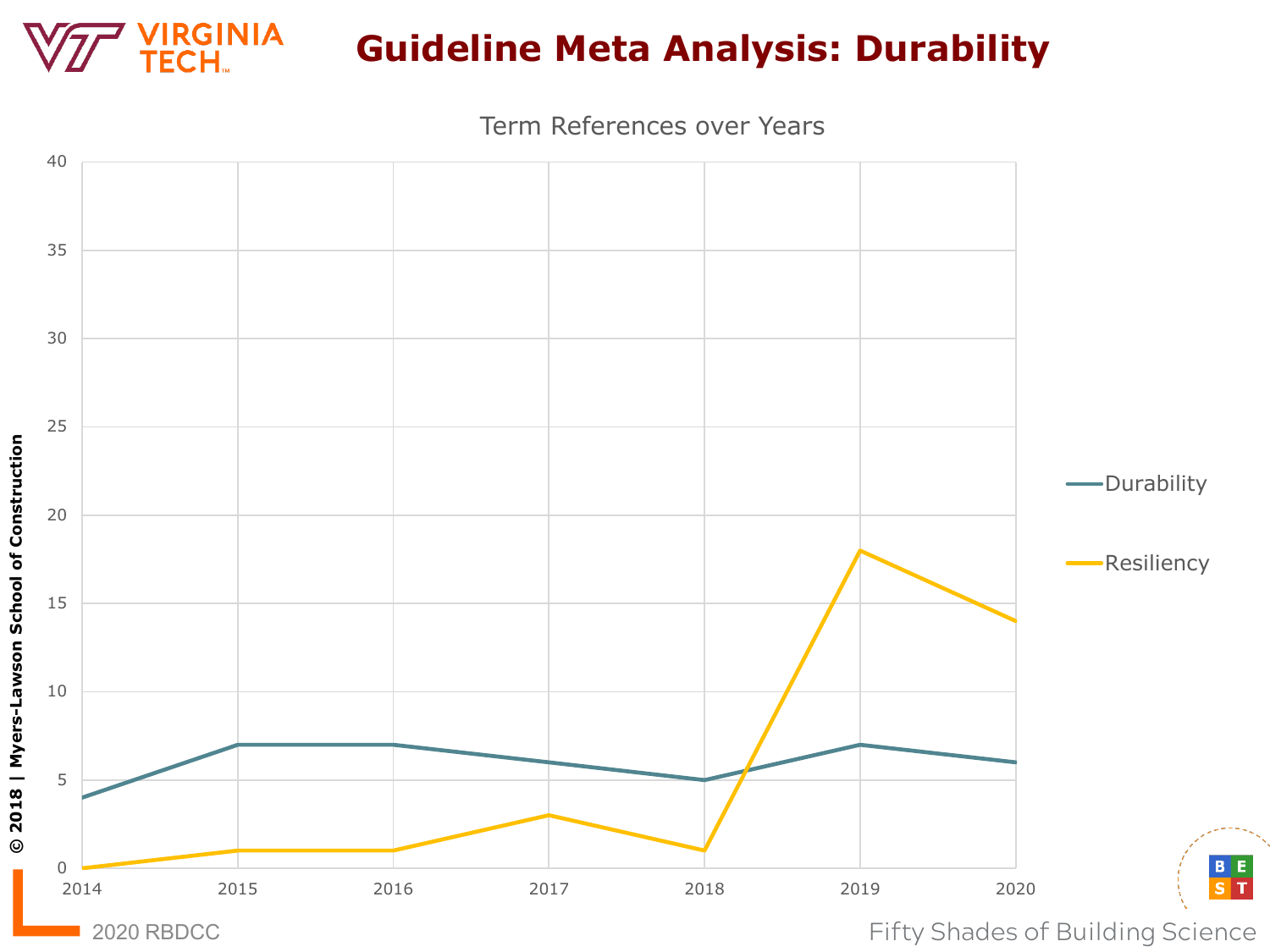# Guideline Meta Analysis: Durability

Term References over Years

| Year | Durability | Resiliency |
|---|---|---|
| 2014 | 4 | 0 |
| 2015 | 7 | 1 |
| 2016 | 7 | 1 |
| 2017 | 6 | 3 |
| 2018 | 5 | 1 |
| 2019 | 7 | 18 |
| 2020 | 6 | 14 |

© 2018 | Myers-Lawson School of Construction

2020 RBDCC

Fifty Shades of Building Science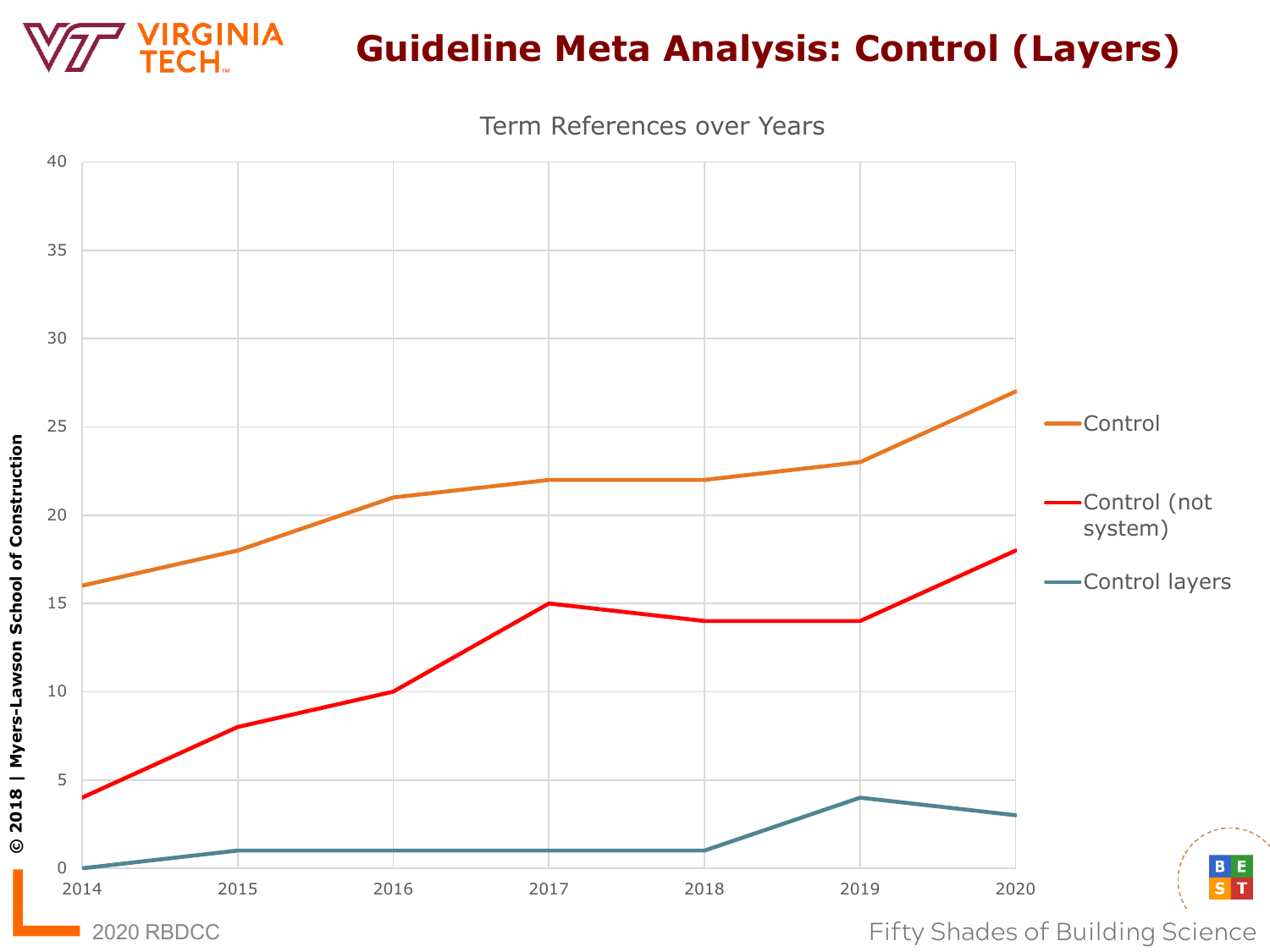# Guideline Meta Analysis: Control (Layers)

Term References over Years

| Year | Control | Control (not system) | Control layers |
|---|---|---|---|
| 2014 | 16 | 4 | 0 |
| 2015 | 18 | 8 | 1 |
| 2016 | 21 | 10 | 1 |
| 2017 | 22 | 15 | 1 |
| 2018 | 22 | 14 | 1 |
| 2019 | 23 | 14 | 4 |
| 2020 | 27 | 18 | 3 |

© 2018 | Myers-Lawson School of Construction

2020 RBDCC

Fifty Shades of Building Science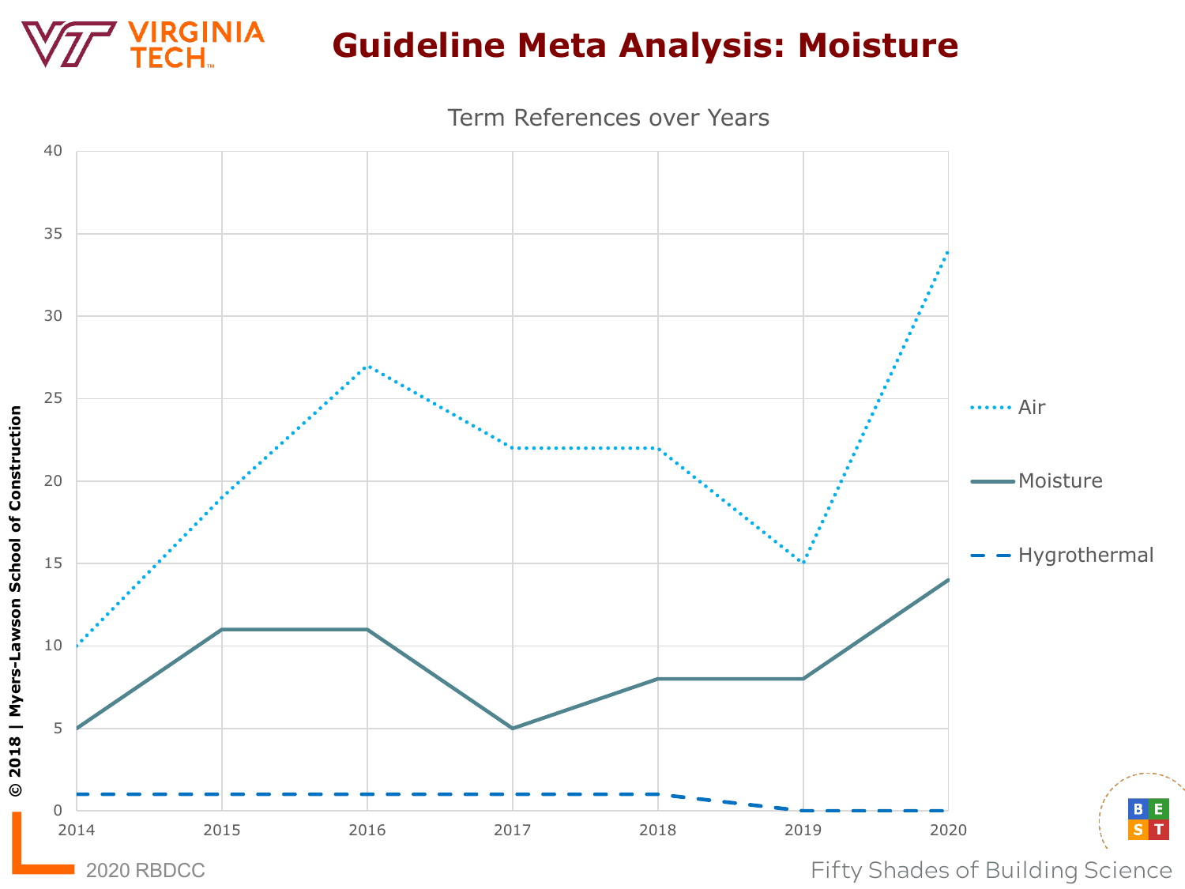# Guideline Meta Analysis: Moisture

Term References over Years

| Year | Air | Moisture | Hygrothermal |
|---|---|---|---|
| 2014 | 10 | 5 | 1 |
| 2015 | 19 | 11 | 1 |
| 2016 | 27 | 11 | 1 |
| 2017 | 22 | 5 | 1 |
| 2018 | 22 | 8 | 1 |
| 2019 | 15 | 8 | 0 |
| 2020 | 34 | 14 | 0 |

© 2018 | Myers-Lawson School of Construction

2020 RBDCC

Fifty Shades of Building Science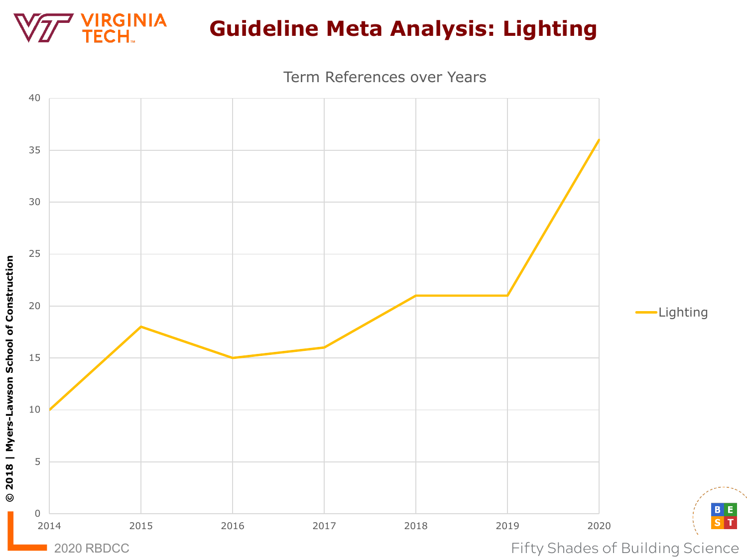# Guideline Meta Analysis: Lighting

Term References over Years

| Year | Lighting |
|---|---|
| 2014 | 10 |
| 2015 | 18 |
| 2016 | 15 |
| 2017 | 16 |
| 2018 | 21 |
| 2019 | 21 |
| 2020 | 36 |

© 2018 | Myers-Lawson School of Construction

2020 RBDCC

Fifty Shades of Building Science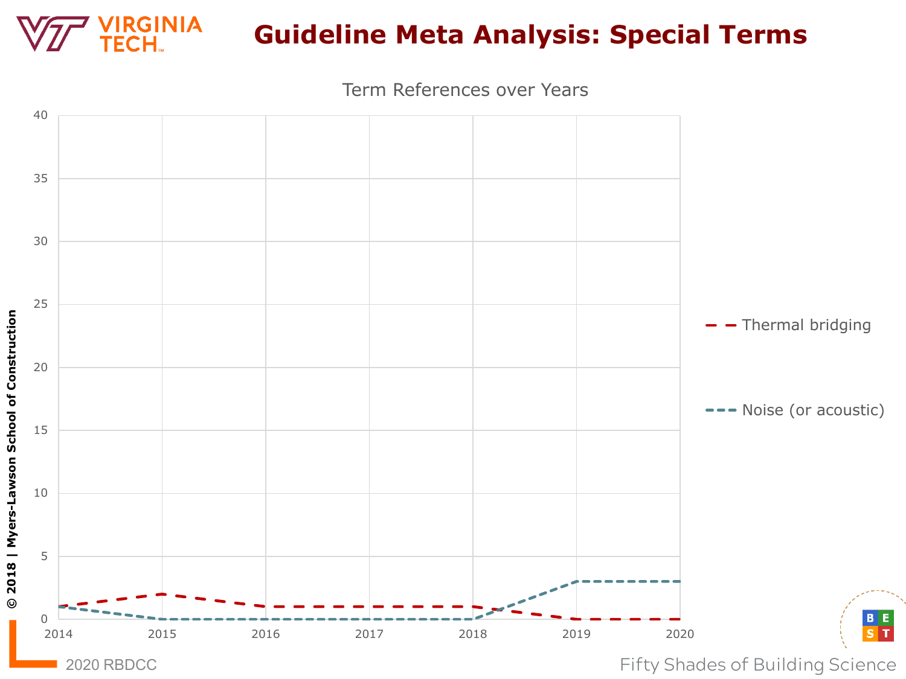# Guideline Meta Analysis: Special Terms

Term References over Years

| Year | Thermal bridging | Noise (or acoustic) |
|---|---|---|
| 2014 | 1 | 1 |
| 2015 | 2 | 0 |
| 2016 | 1 | 0 |
| 2017 | 1 | 0 |
| 2018 | 1 | 0 |
| 2019 | 0 | 3 |
| 2020 | 0 | 3 |

© 2018 | Myers-Lawson School of Construction

2020 RBDCC

Fifty Shades of Building Science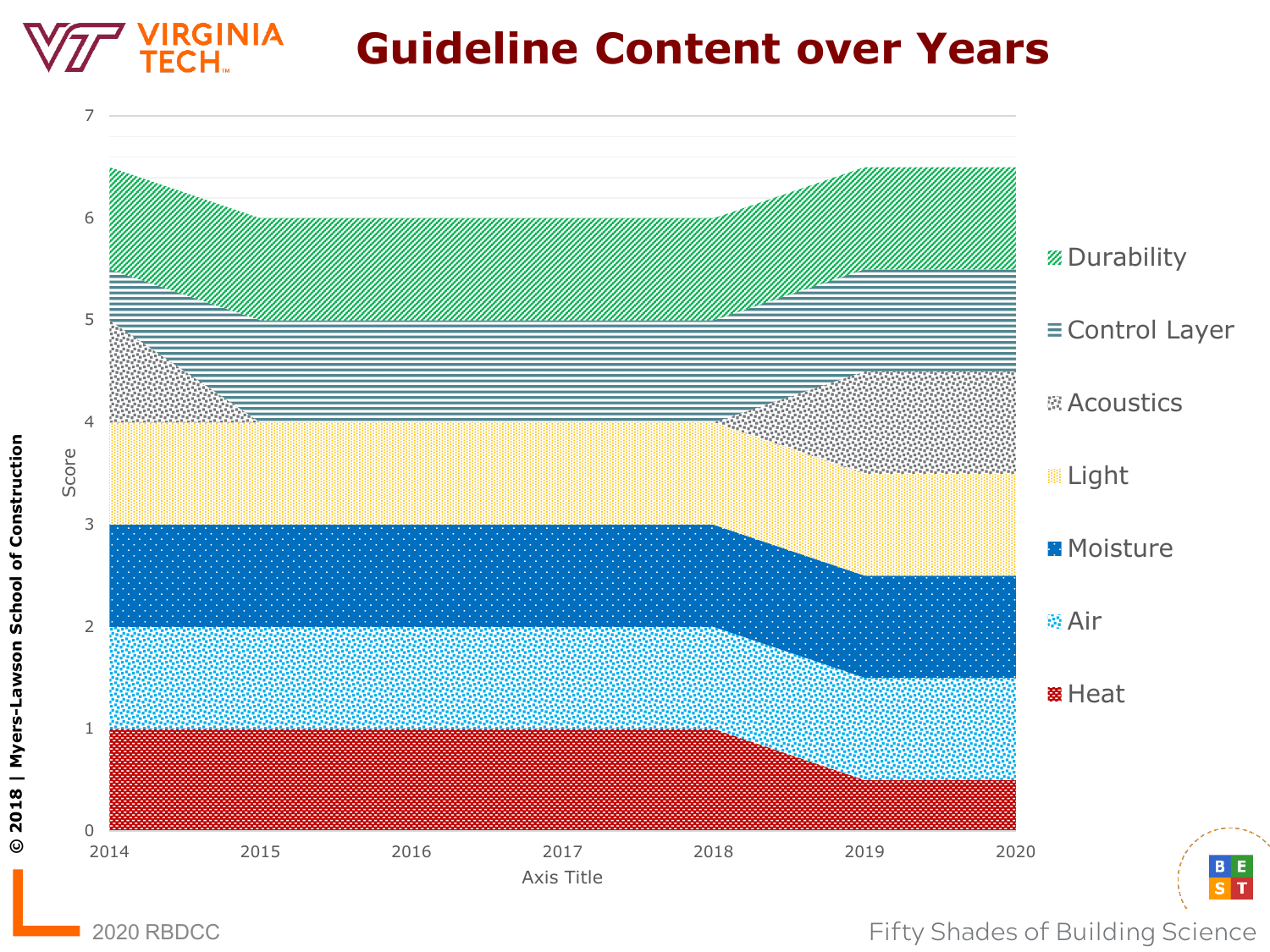# Guideline Content over Years

| Year | Heat | Air | Moisture | Light | Acoustics | Control Layer | Durability |
|---|---|---|---|---|---|---|---|
| 2014 | 1 | 1 | 1 | 1 | 1 | 0.5 | 1 |
| 2015 | 1 | 1 | 1 | 1 | 0 | 1 | 1 |
| 2016 | 1 | 1 | 1 | 1 | 0 | 1 | 1 |
| 2017 | 1 | 1 | 1 | 1 | 0 | 1 | 1 |
| 2018 | 1 | 1 | 1 | 1 | 0 | 1 | 1 |
| 2019 | 0.5 | 1 | 1 | 1 | 1 | 1 | 1 |
| 2020 | 0.5 | 1 | 1 | 1 | 1 | 1 | 1 |

Score (y-axis, 0–7); Axis Title (x-axis, 2014–2020)

© 2018 | Myers-Lawson School of Construction

2020 RBDCC

Fifty Shades of Building Science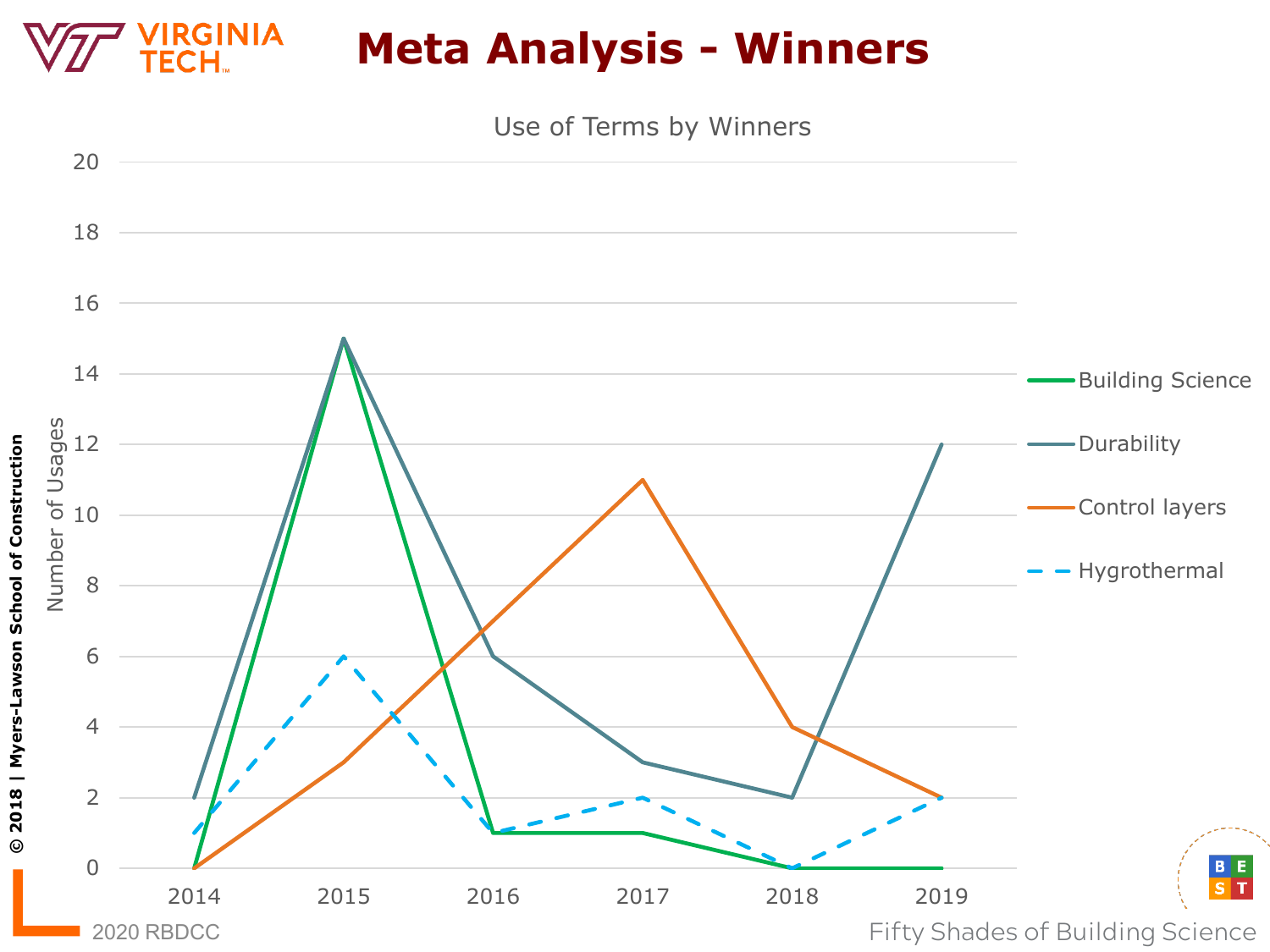# Meta Analysis - Winners

Use of Terms by Winners

| Year | Building Science | Durability | Control layers | Hygrothermal |
|---|---|---|---|---|
| 2014 | 0 | 2 | 0 | 1 |
| 2015 | 15 | 15 | 3 | 6 |
| 2016 | 1 | 6 | 7 | 1 |
| 2017 | 1 | 3 | 11 | 2 |
| 2018 | 0 | 2 | 4 | 0 |
| 2019 | 0 | 12 | 2 | 2 |

© 2018 | Myers-Lawson School of Construction

2020 RBDCC

Fifty Shades of Building Science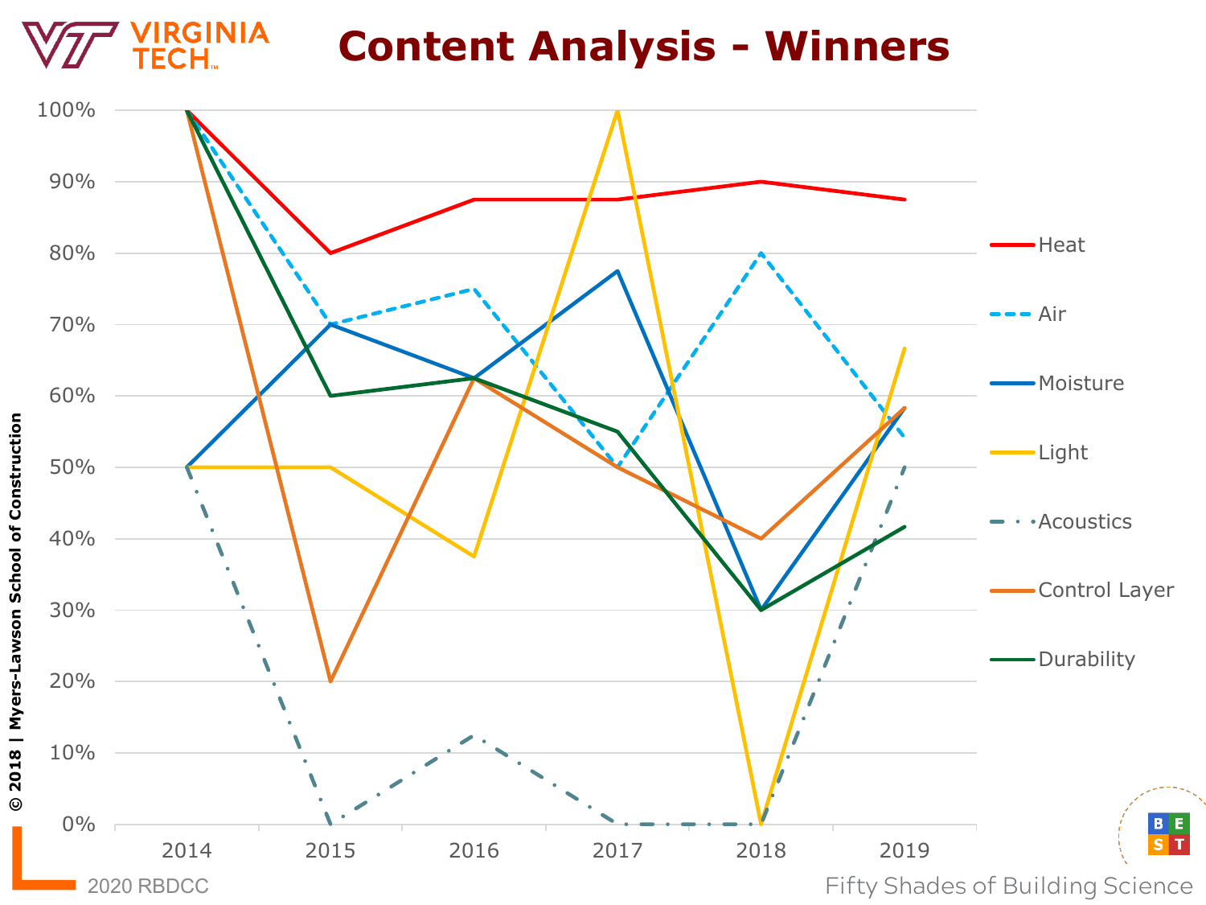# Content Analysis - Winners

| Category | 2014 | 2015 | 2016 | 2017 | 2018 | 2019 |
|---|---|---|---|---|---|---|
| Heat | 100% | 80% | 87.5% | 87.5% | 90% | 87.5% |
| Air | 100% | 70% | 75% | 50% | 80% | 54% |
| Moisture | 50% | 70% | 62.5% | 77.5% | 30% | 58% |
| Light | 50% | 50% | 37.5% | 100% | 0% | 67% |
| Acoustics | 50% | 0% | 12.5% | 0% | 0% | 50% |
| Control Layer | 100% | 20% | 62.5% | 50% | 40% | 58% |
| Durability | 100% | 60% | 62.5% | 55% | 30% | 42% |

© 2018 | Myers-Lawson School of Construction

2020 RBDCC

Fifty Shades of Building Science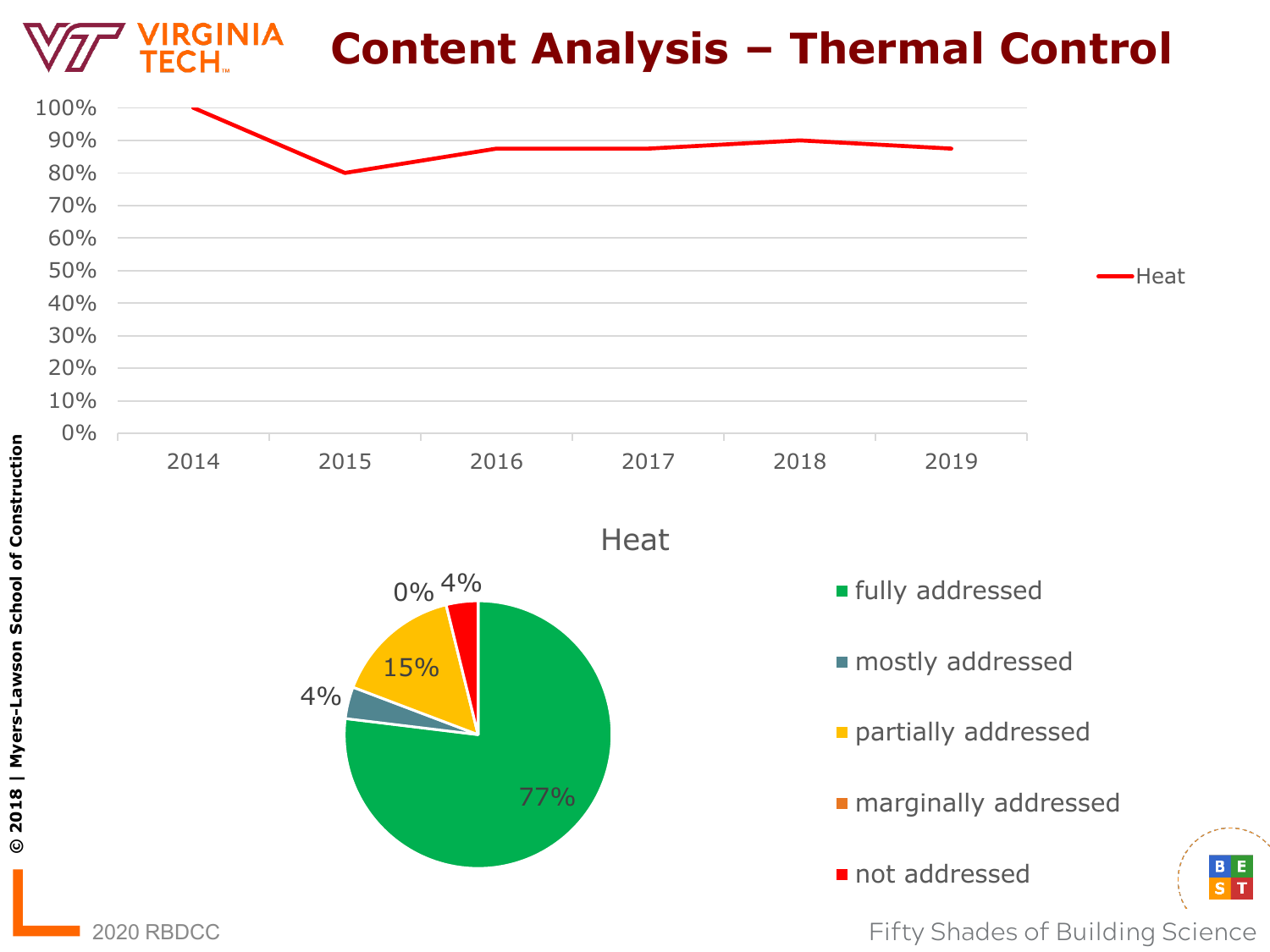# Content Analysis – Thermal Control

| Year | Heat |
|---|---|
| 2014 | 100% |
| 2015 | 80% |
| 2016 | 87.5% |
| 2017 | 87.5% |
| 2018 | 90% |
| 2019 | 87.5% |

## Heat

- fully addressed: 77%
- mostly addressed: 4%
- partially addressed: 15%
- marginally addressed: 0%
- not addressed: 4%

© 2018 | Myers-Lawson School of Construction

2020 RBDCC

Fifty Shades of Building Science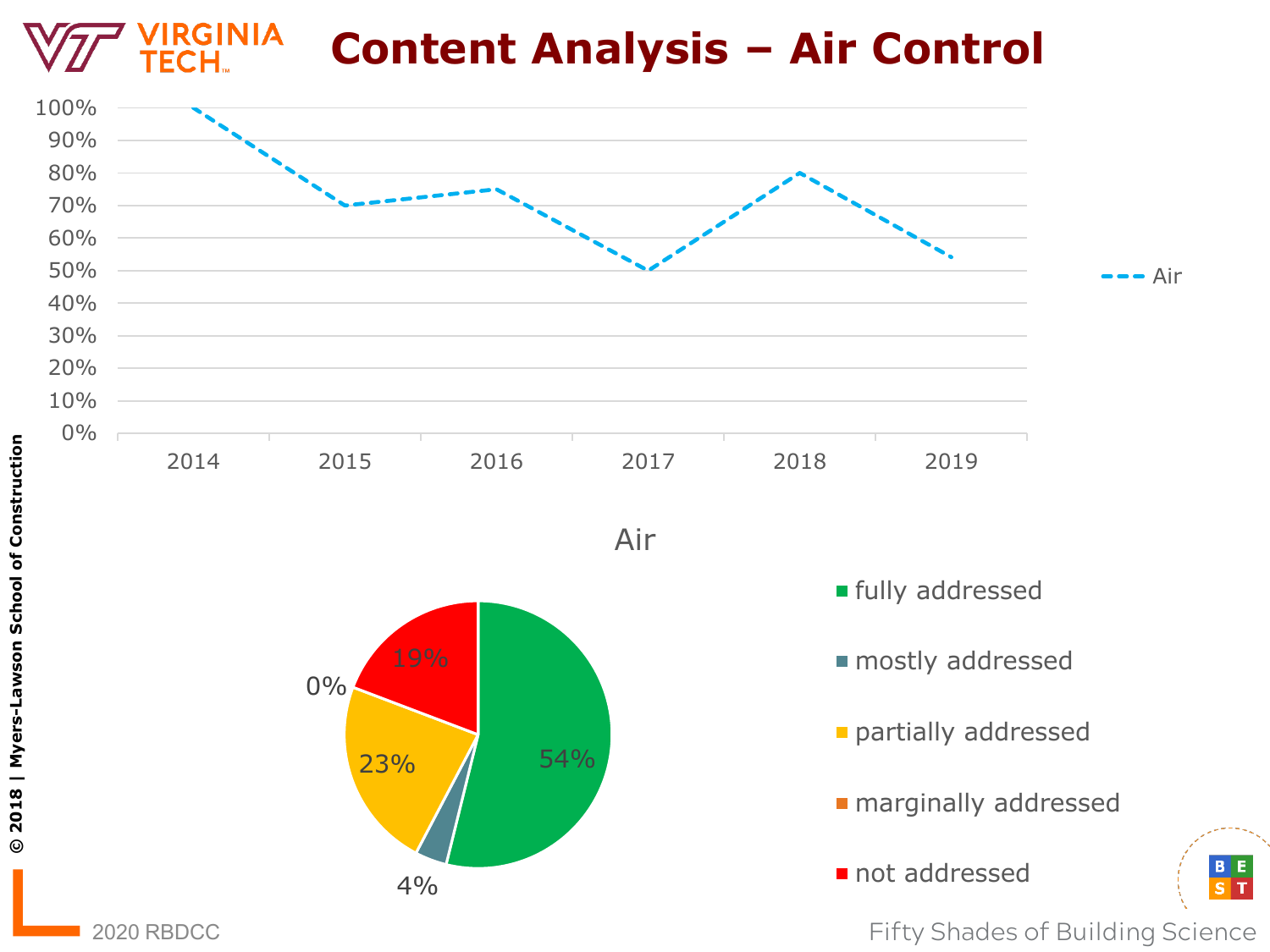# Content Analysis – Air Control

| Year | Air |
|---|---|
| 2014 | 100% |
| 2015 | 70% |
| 2016 | 75% |
| 2017 | 50% |
| 2018 | 80% |
| 2019 | 54% |

## Air

| Category | Share |
|---|---|
| fully addressed | 54% |
| mostly addressed | 4% |
| partially addressed | 23% |
| marginally addressed | 0% |
| not addressed | 19% |

© 2018 | Myers-Lawson School of Construction

2020 RBDCC

Fifty Shades of Building Science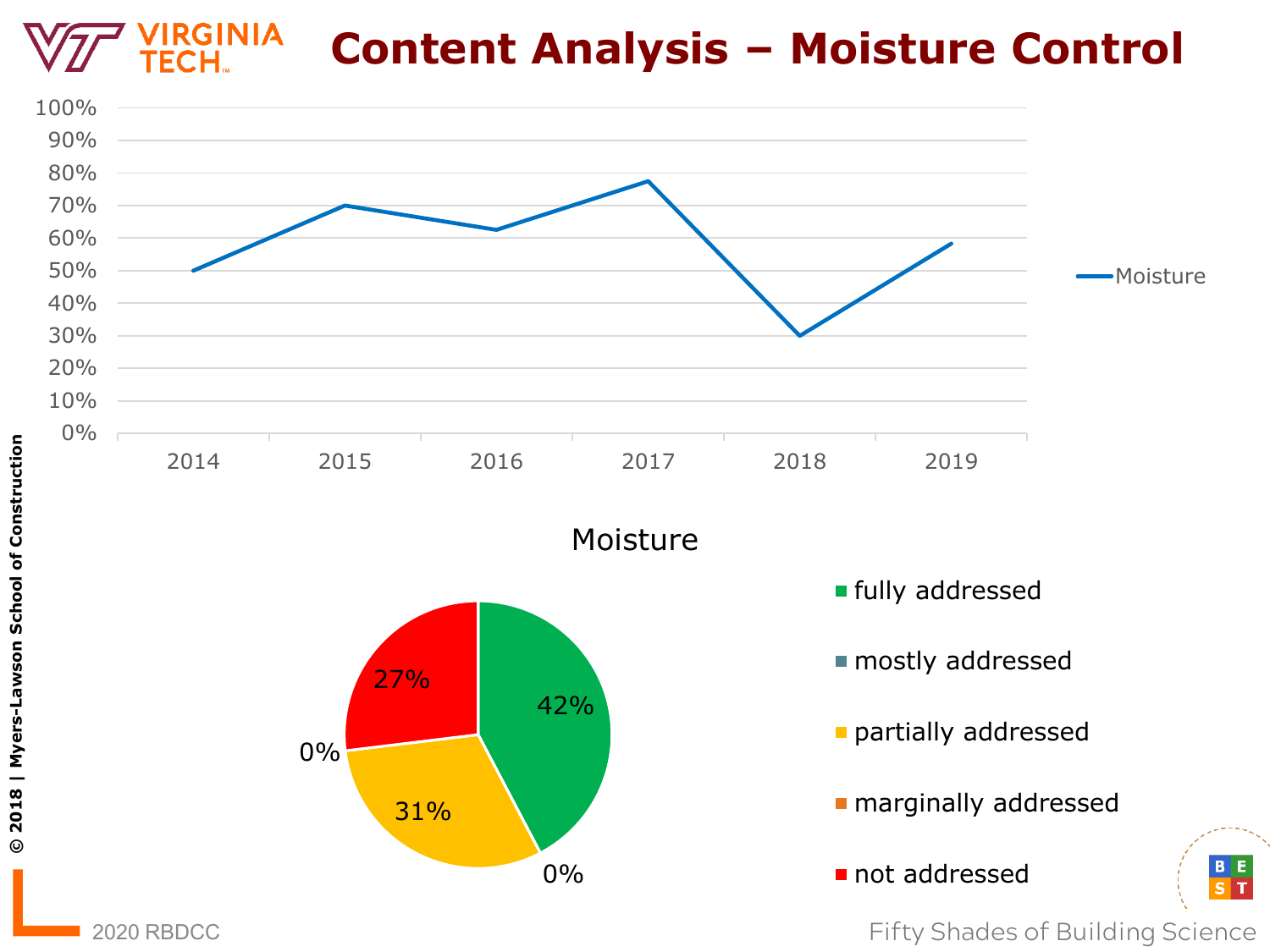# Content Analysis – Moisture Control

| Year | Moisture |
|---|---|
| 2014 | 50% |
| 2015 | 70% |
| 2016 | 62% |
| 2017 | 77% |
| 2018 | 30% |
| 2019 | 58% |

## Moisture

| Category | Share |
|---|---|
| fully addressed | 42% |
| mostly addressed | 0% |
| partially addressed | 31% |
| marginally addressed | 0% |
| not addressed | 27% |

© 2018 | Myers-Lawson School of Construction

2020 RBDCC

Fifty Shades of Building Science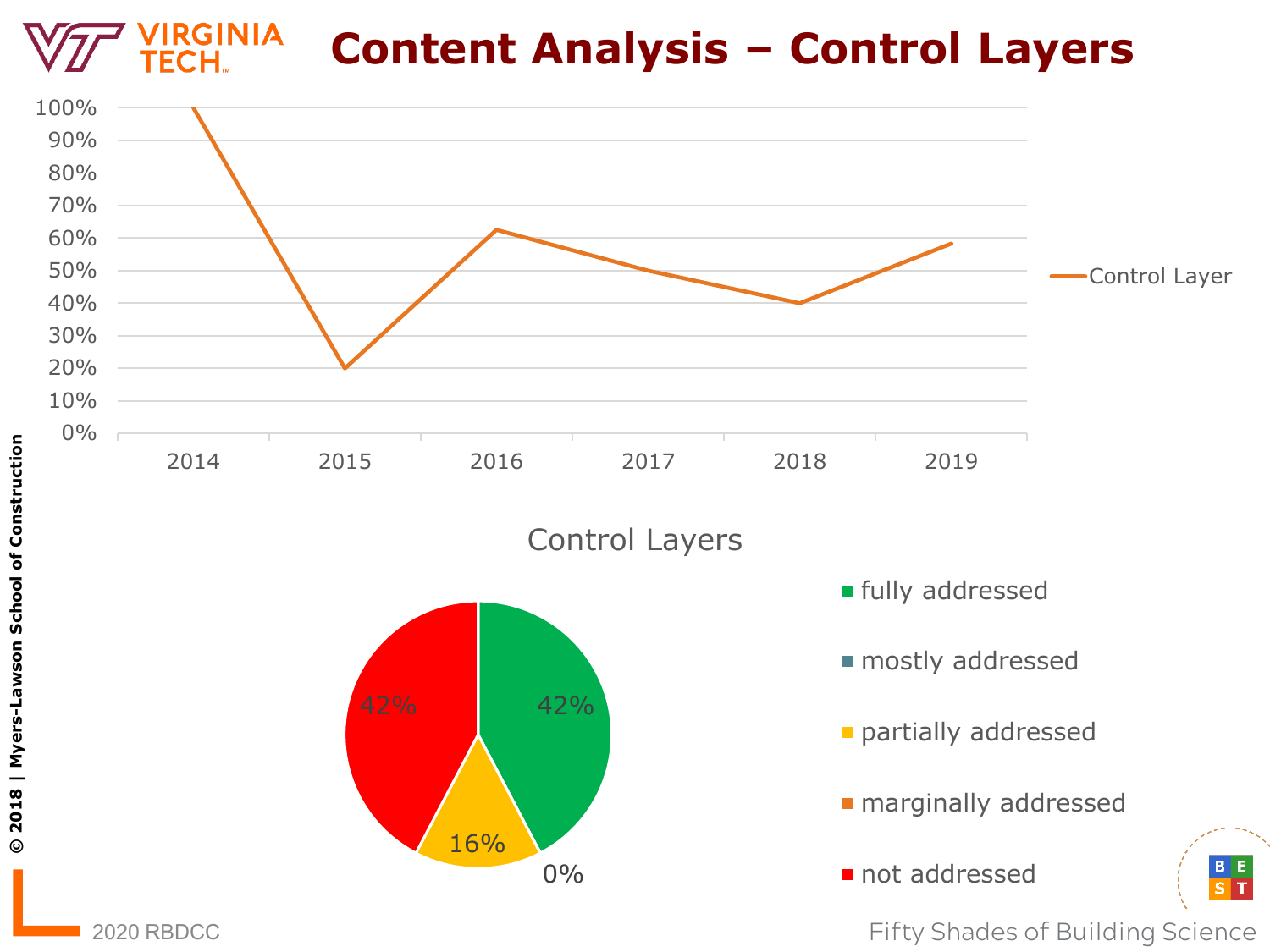# Content Analysis – Control Layers

Control Layer

| Year | Control Layer |
| --- | --- |
| 2014 | 100% |
| 2015 | 20% |
| 2016 | 62% |
| 2017 | 50% |
| 2018 | 40% |
| 2019 | 58% |

## Control Layers

- fully addressed: 42%
- mostly addressed: 0%
- partially addressed: 16%
- marginally addressed
- not addressed: 42%

© 2018 | Myers-Lawson School of Construction

2020 RBDCC

Fifty Shades of Building Science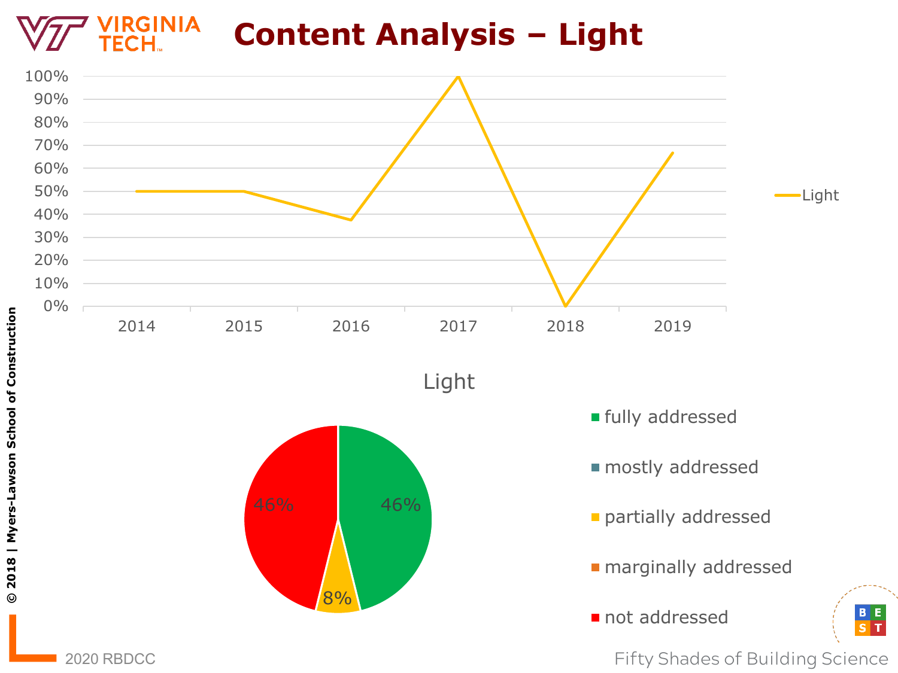# Content Analysis – Light

| Year | Light |
|---|---|
| 2014 | 50% |
| 2015 | 50% |
| 2016 | 38% |
| 2017 | 100% |
| 2018 | 0% |
| 2019 | 67% |

## Light

| Category | Share |
|---|---|
| fully addressed | 46% |
| mostly addressed | |
| partially addressed | 8% |
| marginally addressed | |
| not addressed | 46% |

© 2018 | Myers-Lawson School of Construction

2020 RBDCC

Fifty Shades of Building Science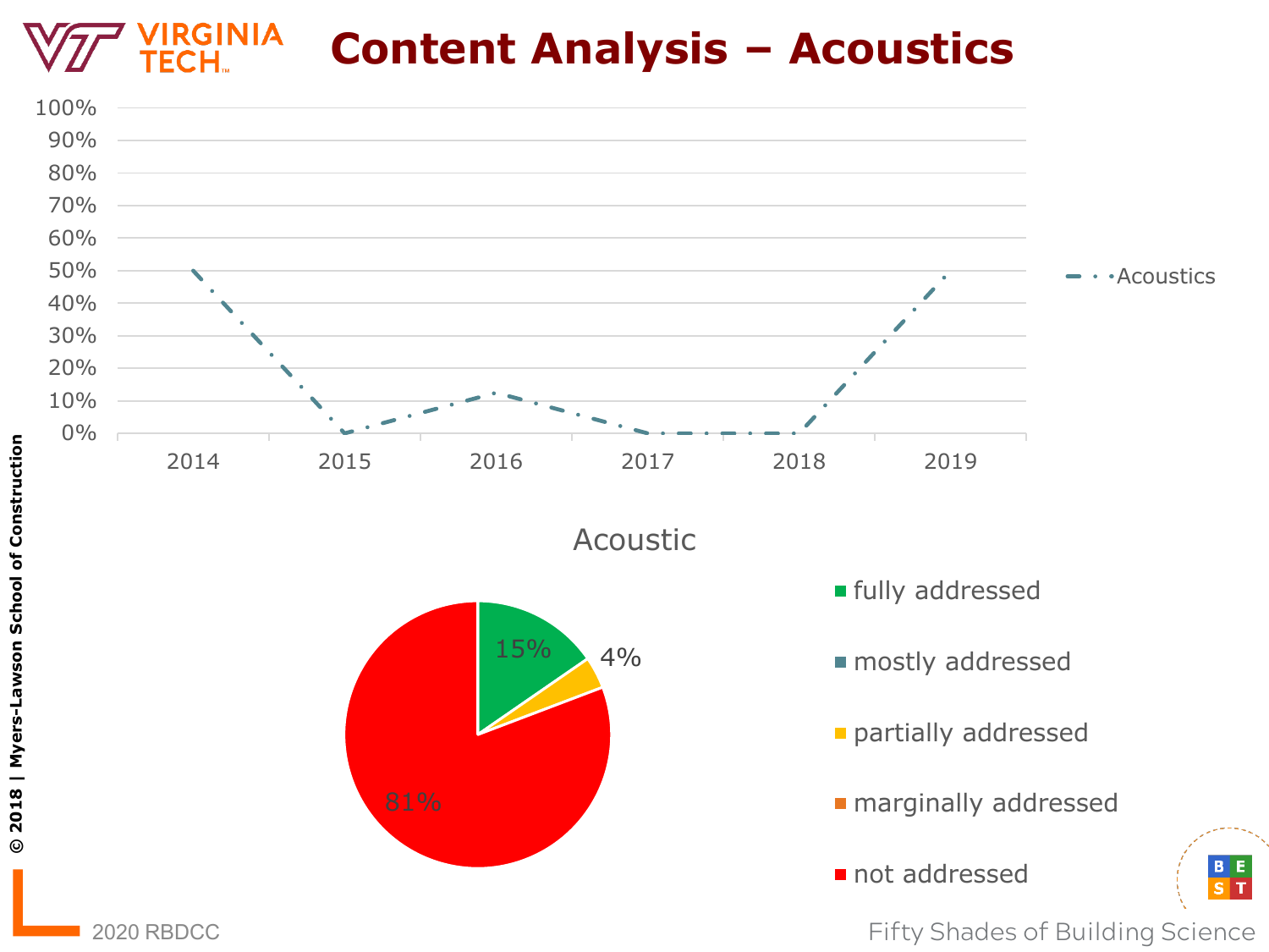# Content Analysis – Acoustics

| Year | Acoustics |
| --- | --- |
| 2014 | 50% |
| 2015 | 0% |
| 2016 | 12% |
| 2017 | 0% |
| 2018 | 0% |
| 2019 | 48% |

## Acoustic

- fully addressed: 15%
- mostly addressed
- partially addressed: 4%
- marginally addressed
- not addressed: 81%

© 2018 | Myers-Lawson School of Construction

2020 RBDCC

Fifty Shades of Building Science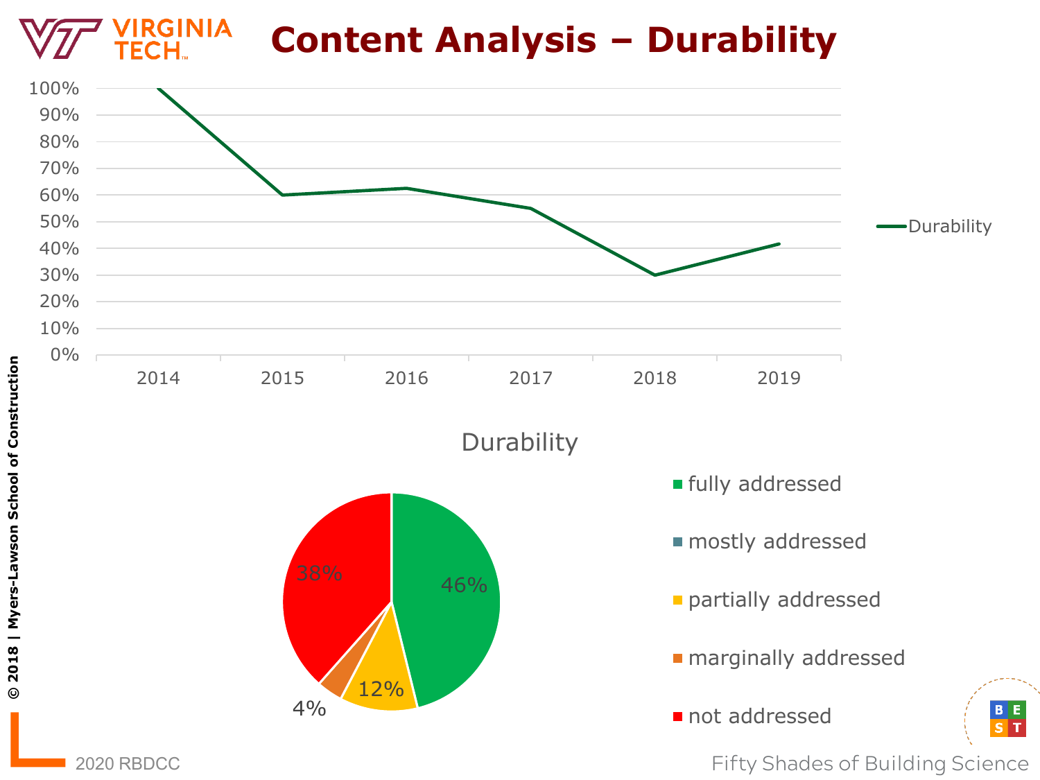# Content Analysis – Durability

| Year | Durability |
|---|---|
| 2014 | 100% |
| 2015 | 60% |
| 2016 | 62% |
| 2017 | 55% |
| 2018 | 30% |
| 2019 | 42% |

## Durability

| Category | Share |
|---|---|
| fully addressed | 46% |
| mostly addressed | |
| partially addressed | 12% |
| marginally addressed | 4% |
| not addressed | 38% |

© 2018 | Myers-Lawson School of Construction

2020 RBDCC

Fifty Shades of Building Science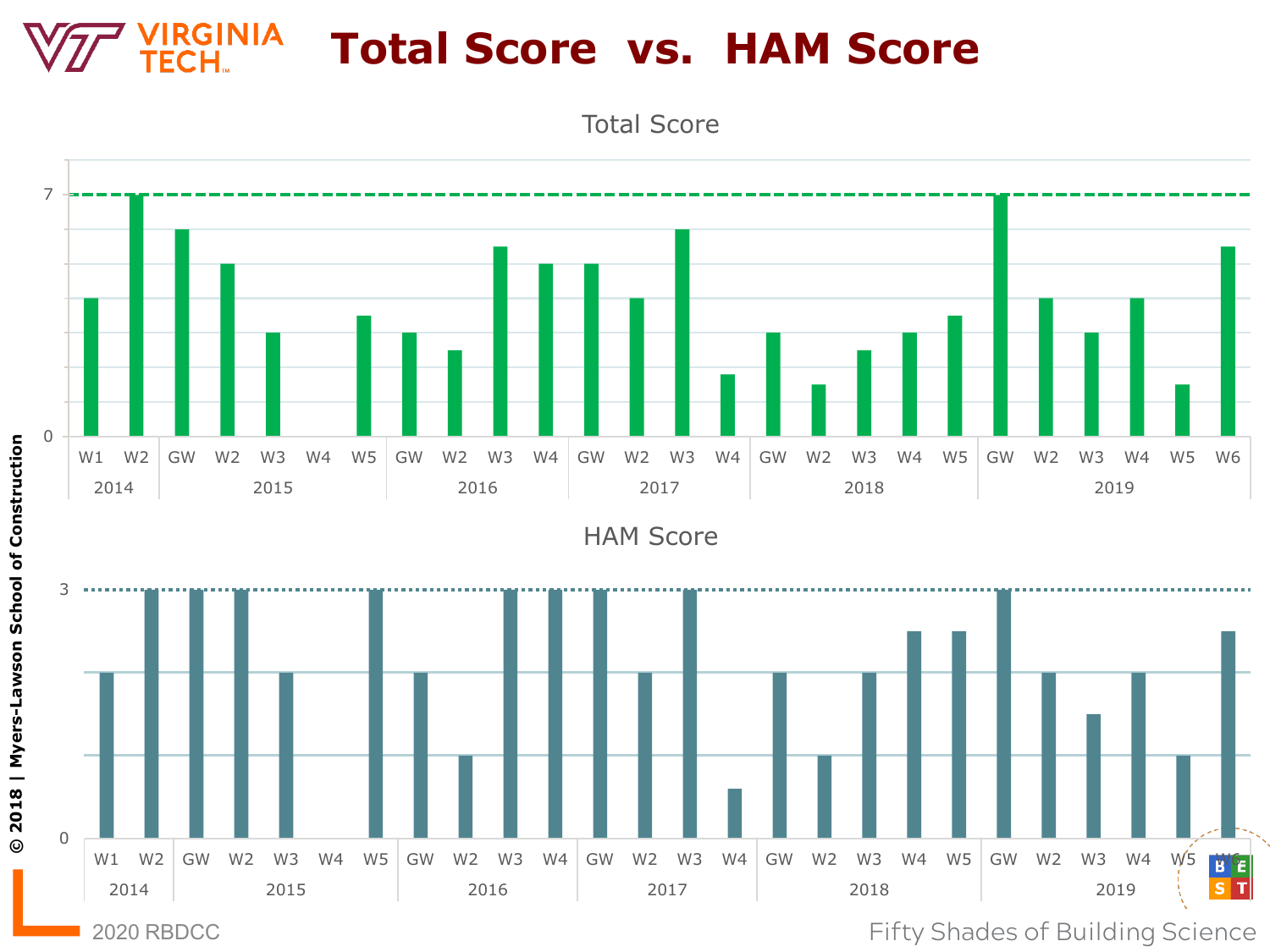# Total Score vs. HAM Score

## Total Score

| Year | Team | Total Score |
|---|---|---|
| 2014 | W1 | 4 |
| 2014 | W2 | 7 |
| 2015 | GW | 6 |
| 2015 | W2 | 5 |
| 2015 | W3 | 3 |
| 2015 | W4 | 0 |
| 2015 | W5 | 3.5 |
| 2016 | GW | 3 |
| 2016 | W2 | 2.5 |
| 2016 | W3 | 5.5 |
| 2016 | W4 | 5 |
| 2017 | GW | 5 |
| 2017 | W2 | 4 |
| 2017 | W3 | 6 |
| 2017 | W4 | 1.8 |
| 2018 | GW | 3 |
| 2018 | W2 | 1.5 |
| 2018 | W3 | 2.5 |
| 2018 | W4 | 3 |
| 2018 | W5 | 3.5 |
| 2019 | GW | 7 |
| 2019 | W2 | 4 |
| 2019 | W3 | 3 |
| 2019 | W4 | 4 |
| 2019 | W5 | 1.5 |
| 2019 | W6 | 5.5 |

## HAM Score

| Year | Team | HAM Score |
|---|---|---|
| 2014 | W1 | 2 |
| 2014 | W2 | 3 |
| 2015 | GW | 3 |
| 2015 | W2 | 3 |
| 2015 | W3 | 2 |
| 2015 | W4 | 0 |
| 2015 | W5 | 3 |
| 2016 | GW | 2 |
| 2016 | W2 | 1 |
| 2016 | W3 | 3 |
| 2016 | W4 | 3 |
| 2017 | GW | 3 |
| 2017 | W2 | 2 |
| 2017 | W3 | 3 |
| 2017 | W4 | 0.6 |
| 2018 | GW | 2 |
| 2018 | W2 | 1 |
| 2018 | W3 | 2 |
| 2018 | W4 | 2.5 |
| 2018 | W5 | 2.5 |
| 2019 | GW | 3 |
| 2019 | W2 | 2 |
| 2019 | W3 | 1.5 |
| 2019 | W4 | 2 |
| 2019 | W5 | 1 |
| 2019 | W6 | 2.5 |

© 2018 | Myers-Lawson School of Construction

2020 RBDCC

Fifty Shades of Building Science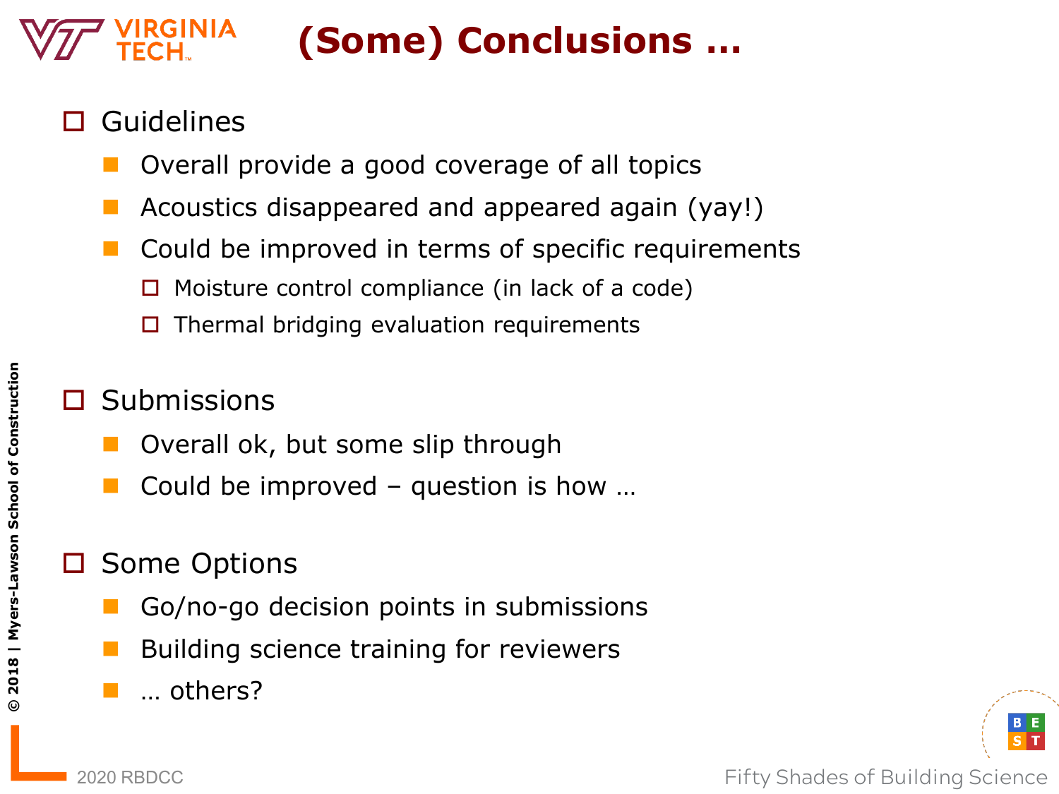# (Some) Conclusions …

- Guidelines
  - Overall provide a good coverage of all topics
  - Acoustics disappeared and appeared again (yay!)
  - Could be improved in terms of specific requirements
    - Moisture control compliance (in lack of a code)
    - Thermal bridging evaluation requirements

- Submissions
  - Overall ok, but some slip through
  - Could be improved – question is how …

- Some Options
  - Go/no-go decision points in submissions
  - Building science training for reviewers
  - … others?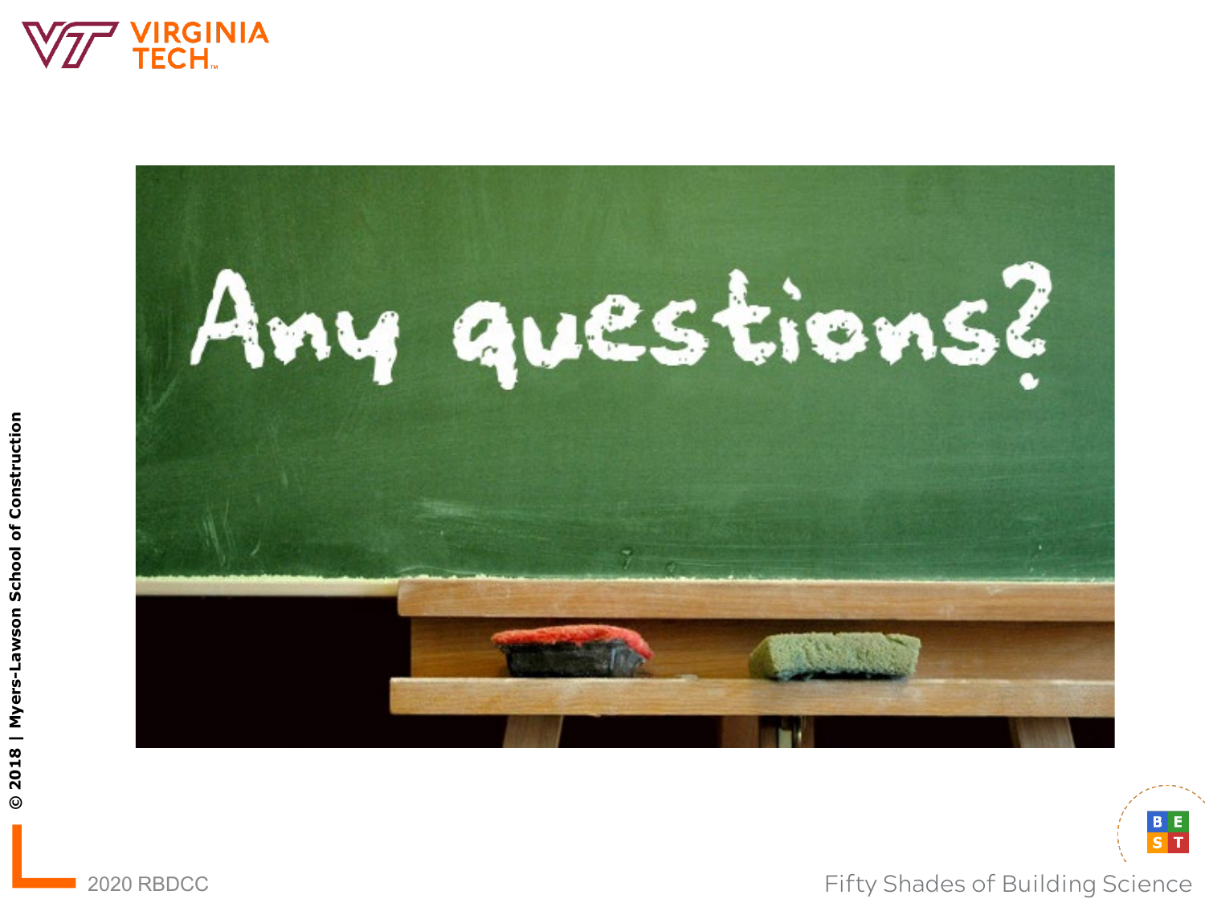Any questions?